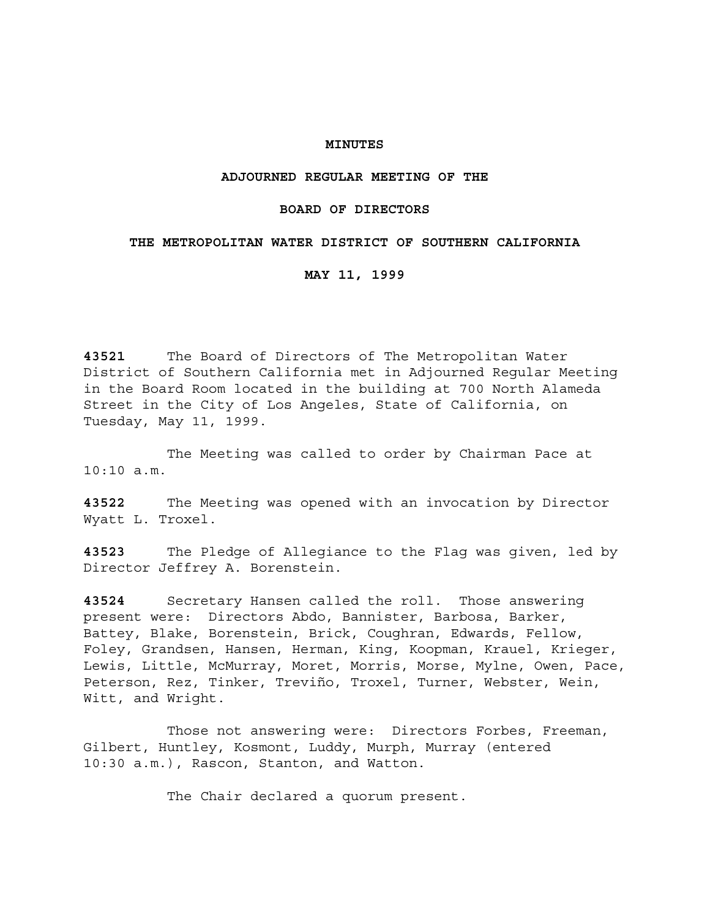# MINUTES

## ADJOURNED REGULAR MEETING OF THE

## BOARD OF DIRECTORS

## THE METROPOLITAN WATER DISTRICT OF SOUTHERN CALIFORNIA

## MAY 11, 1999

**43521** The Board of Directors of The Metropolitan Water District of Southern California met in Adjourned Regular Meeting in the Board Room located in the building at 700 North Alameda Street in the City of Los Angeles, State of California, on Tuesday, May 11, 1999.

The Meeting was called to order by Chairman Pace at 10:10 a.m.

**43522** The Meeting was opened with an invocation by Director Wyatt L. Troxel.

**43523** The Pledge of Allegiance to the Flag was given, led by Director Jeffrey A. Borenstein.

**43524** Secretary Hansen called the roll. Those answering present were: Directors Abdo, Bannister, Barbosa, Barker, Battey, Blake, Borenstein, Brick, Coughran, Edwards, Fellow, Foley, Grandsen, Hansen, Herman, King, Koopman, Krauel, Krieger, Lewis, Little, McMurray, Moret, Morris, Morse, Mylne, Owen, Pace, Peterson, Rez, Tinker, Treviño, Troxel, Turner, Webster, Wein, Witt, and Wright.

Those not answering were: Directors Forbes, Freeman, Gilbert, Huntley, Kosmont, Luddy, Murph, Murray (entered 10:30 a.m.), Rascon, Stanton, and Watton.

The Chair declared a quorum present.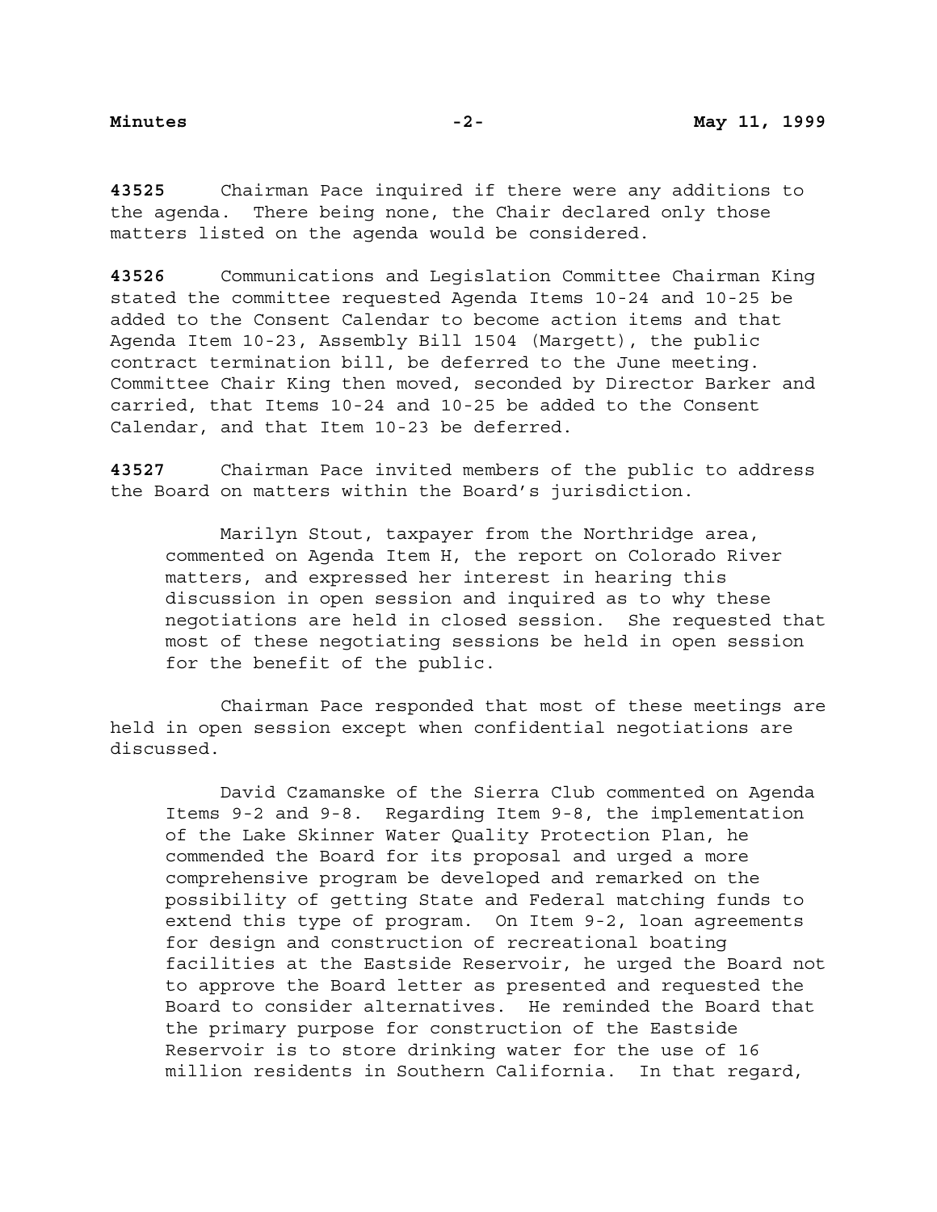**43525** Chairman Pace inquired if there were any additions to the agenda. There being none, the Chair declared only those matters listed on the agenda would be considered.

**43526** Communications and Legislation Committee Chairman King stated the committee requested Agenda Items 10-24 and 10-25 be added to the Consent Calendar to become action items and that Agenda Item 10-23, Assembly Bill 1504 (Margett), the public contract termination bill, be deferred to the June meeting. Committee Chair King then moved, seconded by Director Barker and carried, that Items 10-24 and 10-25 be added to the Consent Calendar, and that Item 10-23 be deferred.

**43527** Chairman Pace invited members of the public to address the Board on matters within the Board's jurisdiction.

> Marilyn Stout, taxpayer from the Northridge area, commented on Agenda Item H, the report on Colorado River matters, and expressed her interest in hearing this discussion in open session and inquired as to why these negotiations are held in closed session. She requested that most of these negotiating sessions be held in open session for the benefit of the public.

Chairman Pace responded that most of these meetings are held in open session except when confidential negotiations are discussed.

> David Czamanske of the Sierra Club commented on Agenda Items 9-2 and 9-8. Regarding Item 9-8, the implementation of the Lake Skinner Water Quality Protection Plan, he commended the Board for its proposal and urged a more comprehensive program be developed and remarked on the possibility of getting State and Federal matching funds to extend this type of program. On Item 9-2, loan agreements for design and construction of recreational boating facilities at the Eastside Reservoir, he urged the Board not to approve the Board letter as presented and requested the Board to consider alternatives. He reminded the Board that the primary purpose for construction of the Eastside Reservoir is to store drinking water for the use of 16 million residents in Southern California. In that regard,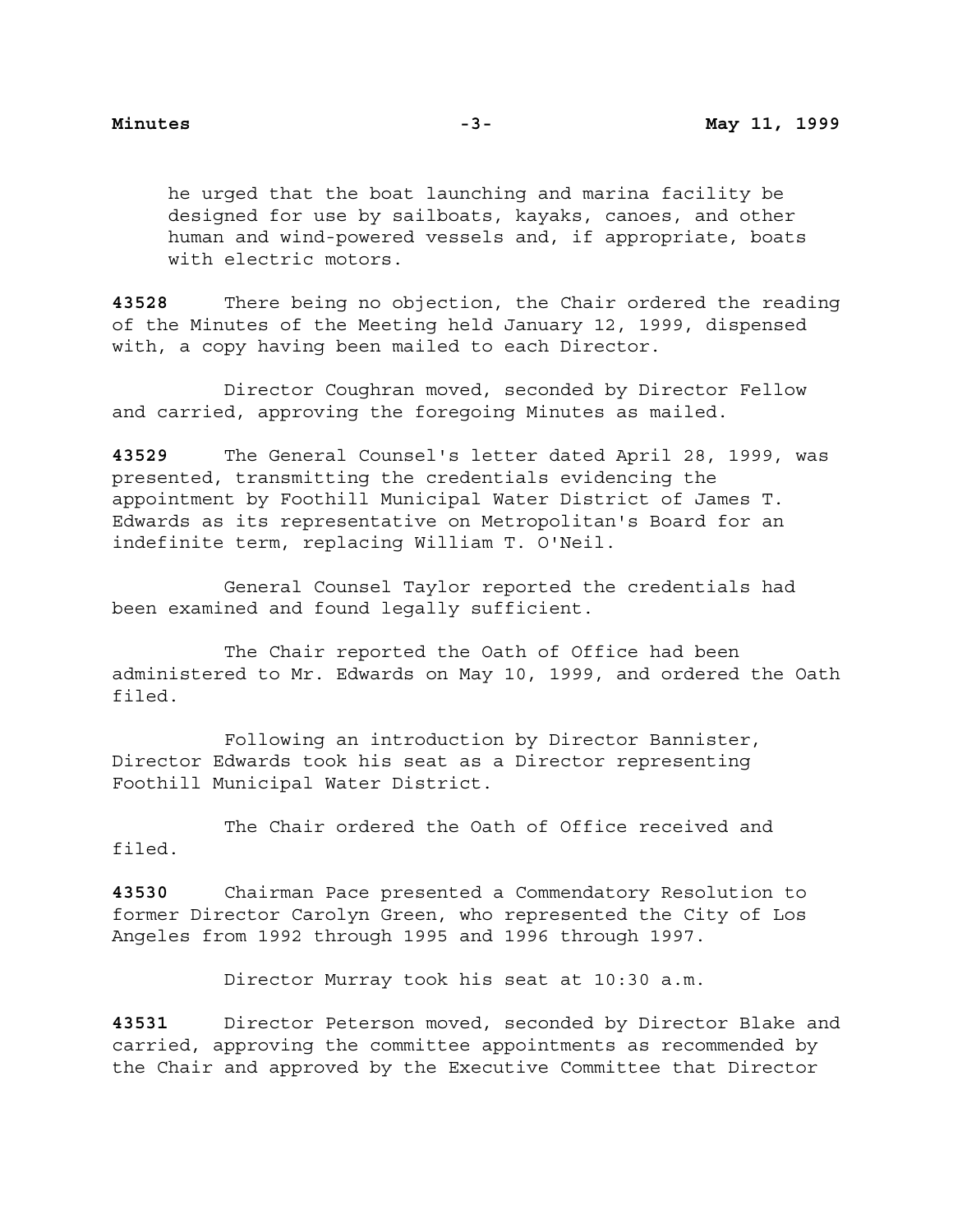he urged that the boat launching and marina facility be designed for use by sailboats, kayaks, canoes, and other human and wind-powered vessels and, if appropriate, boats with electric motors.

**43528** There being no objection, the Chair ordered the reading of the Minutes of the Meeting held January 12, 1999, dispensed with, a copy having been mailed to each Director.

Director Coughran moved, seconded by Director Fellow and carried, approving the foregoing Minutes as mailed.

**43529** The General Counsel's letter dated April 28, 1999, was presented, transmitting the credentials evidencing the appointment by Foothill Municipal Water District of James T. Edwards as its representative on Metropolitan's Board for an indefinite term, replacing William T. O'Neil.

General Counsel Taylor reported the credentials had been examined and found legally sufficient.

The Chair reported the Oath of Office had been administered to Mr. Edwards on May 10, 1999, and ordered the Oath filed.

Following an introduction by Director Bannister, Director Edwards took his seat as a Director representing Foothill Municipal Water District.

The Chair ordered the Oath of Office received and filed.

**43530** Chairman Pace presented a Commendatory Resolution to former Director Carolyn Green, who represented the City of Los Angeles from 1992 through 1995 and 1996 through 1997.

Director Murray took his seat at 10:30 a.m.

**43531** Director Peterson moved, seconded by Director Blake and carried, approving the committee appointments as recommended by the Chair and approved by the Executive Committee that Director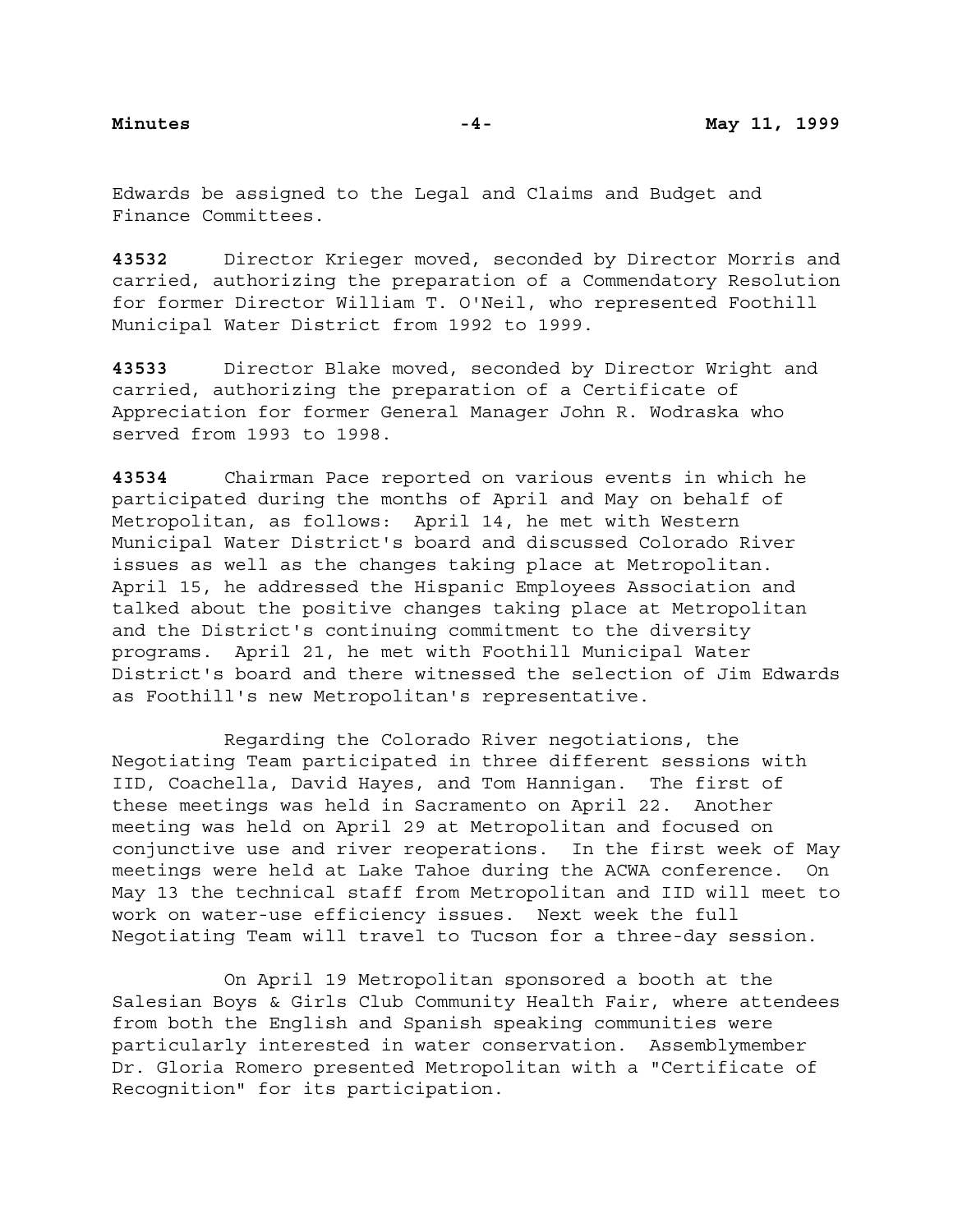Edwards be assigned to the Legal and Claims and Budget and Finance Committees.

**43532** Director Krieger moved, seconded by Director Morris and carried, authorizing the preparation of a Commendatory Resolution for former Director William T. O'Neil, who represented Foothill Municipal Water District from 1992 to 1999.

**43533** Director Blake moved, seconded by Director Wright and carried, authorizing the preparation of a Certificate of Appreciation for former General Manager John R. Wodraska who served from 1993 to 1998.

**43534** Chairman Pace reported on various events in which he participated during the months of April and May on behalf of Metropolitan, as follows: April 14, he met with Western Municipal Water District's board and discussed Colorado River issues as well as the changes taking place at Metropolitan. April 15, he addressed the Hispanic Employees Association and talked about the positive changes taking place at Metropolitan and the District's continuing commitment to the diversity programs. April 21, he met with Foothill Municipal Water District's board and there witnessed the selection of Jim Edwards as Foothill's new Metropolitan's representative.

Regarding the Colorado River negotiations, the Negotiating Team participated in three different sessions with IID, Coachella, David Hayes, and Tom Hannigan. The first of these meetings was held in Sacramento on April 22. Another meeting was held on April 29 at Metropolitan and focused on conjunctive use and river reoperations. In the first week of May meetings were held at Lake Tahoe during the ACWA conference. On May 13 the technical staff from Metropolitan and IID will meet to work on water-use efficiency issues. Next week the full Negotiating Team will travel to Tucson for a three-day session.

On April 19 Metropolitan sponsored a booth at the Salesian Boys & Girls Club Community Health Fair, where attendees from both the English and Spanish speaking communities were particularly interested in water conservation. Assemblymember Dr. Gloria Romero presented Metropolitan with a "Certificate of Recognition" for its participation.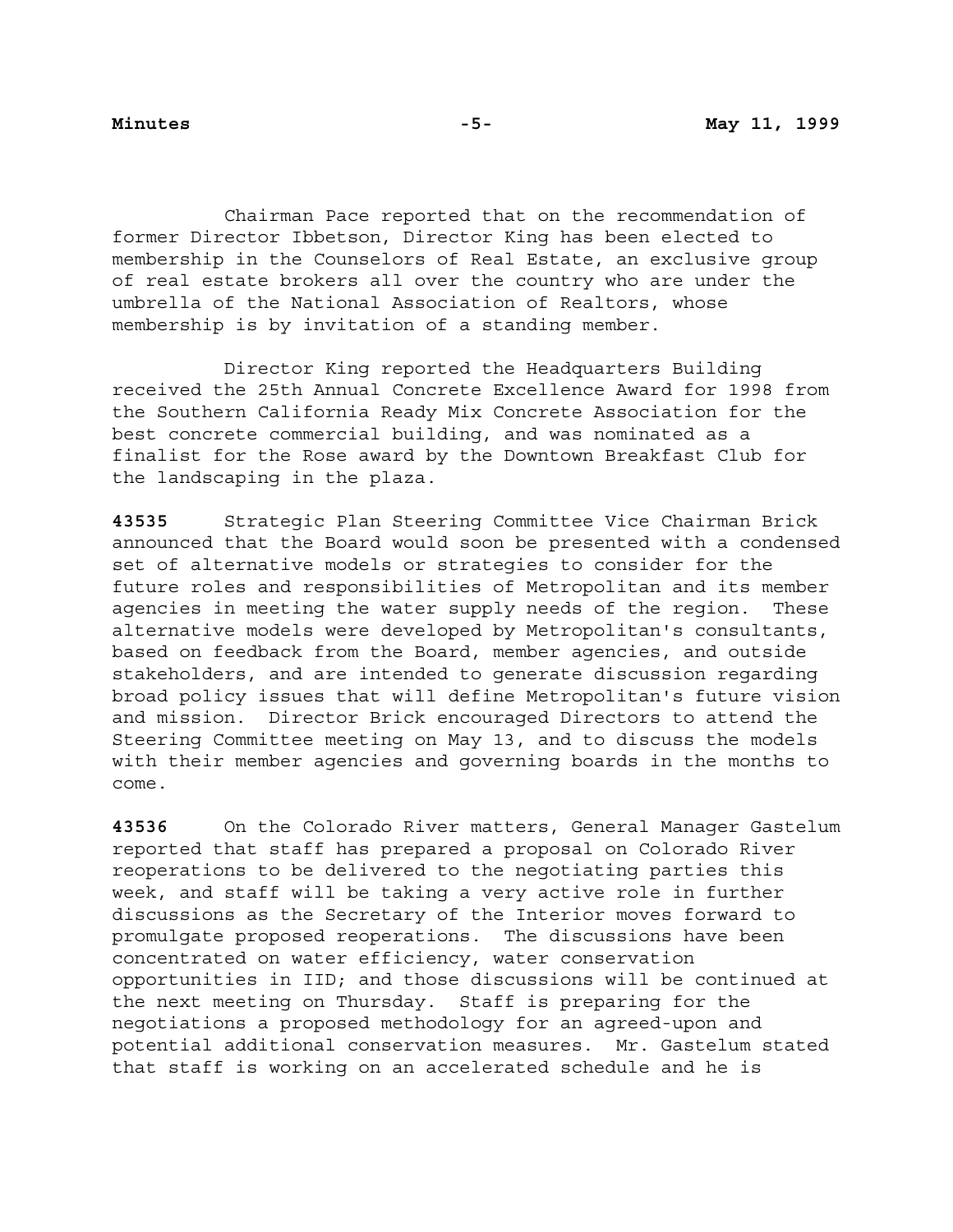Chairman Pace reported that on the recommendation of former Director Ibbetson, Director King has been elected to membership in the Counselors of Real Estate, an exclusive group of real estate brokers all over the country who are under the umbrella of the National Association of Realtors, whose membership is by invitation of a standing member.

Director King reported the Headquarters Building received the 25th Annual Concrete Excellence Award for 1998 from the Southern California Ready Mix Concrete Association for the best concrete commercial building, and was nominated as a finalist for the Rose award by the Downtown Breakfast Club for the landscaping in the plaza.

**43535** Strategic Plan Steering Committee Vice Chairman Brick announced that the Board would soon be presented with a condensed set of alternative models or strategies to consider for the future roles and responsibilities of Metropolitan and its member agencies in meeting the water supply needs of the region. These alternative models were developed by Metropolitan's consultants, based on feedback from the Board, member agencies, and outside stakeholders, and are intended to generate discussion regarding broad policy issues that will define Metropolitan's future vision and mission. Director Brick encouraged Directors to attend the Steering Committee meeting on May 13, and to discuss the models with their member agencies and governing boards in the months to come.

**43536** On the Colorado River matters, General Manager Gastelum reported that staff has prepared a proposal on Colorado River reoperations to be delivered to the negotiating parties this week, and staff will be taking a very active role in further discussions as the Secretary of the Interior moves forward to promulgate proposed reoperations. The discussions have been concentrated on water efficiency, water conservation opportunities in IID; and those discussions will be continued at the next meeting on Thursday. Staff is preparing for the negotiations a proposed methodology for an agreed-upon and potential additional conservation measures. Mr. Gastelum stated that staff is working on an accelerated schedule and he is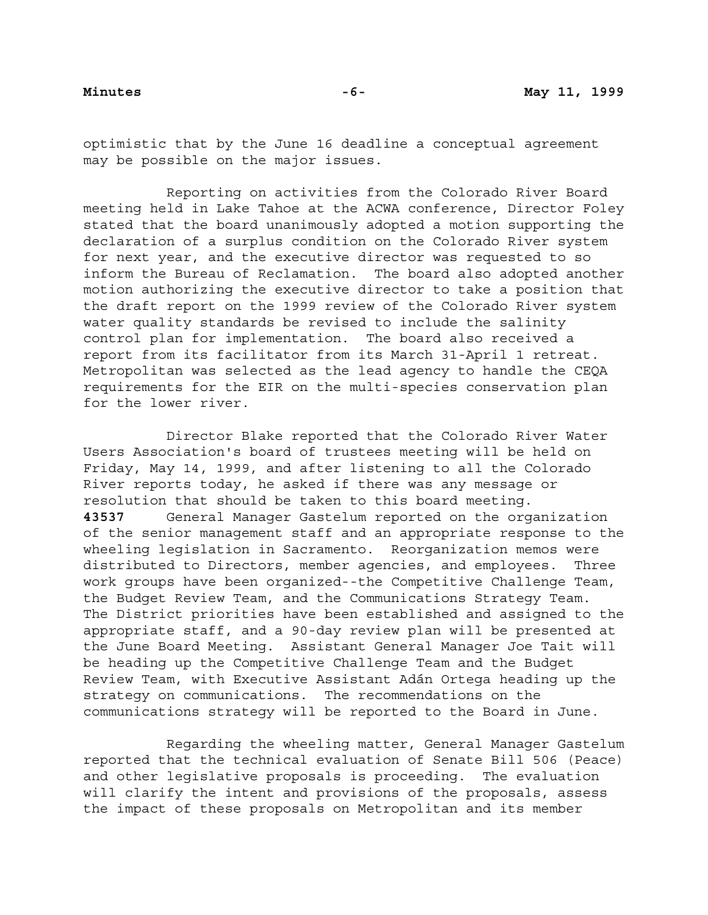optimistic that by the June 16 deadline a conceptual agreement may be possible on the major issues.

Reporting on activities from the Colorado River Board meeting held in Lake Tahoe at the ACWA conference, Director Foley stated that the board unanimously adopted a motion supporting the declaration of a surplus condition on the Colorado River system for next year, and the executive director was requested to so inform the Bureau of Reclamation. The board also adopted another motion authorizing the executive director to take a position that the draft report on the 1999 review of the Colorado River system water quality standards be revised to include the salinity control plan for implementation. The board also received a report from its facilitator from its March 31-April 1 retreat. Metropolitan was selected as the lead agency to handle the CEQA requirements for the EIR on the multi-species conservation plan for the lower river.

Director Blake reported that the Colorado River Water Users Association's board of trustees meeting will be held on Friday, May 14, 1999, and after listening to all the Colorado River reports today, he asked if there was any message or resolution that should be taken to this board meeting.

**43537** General Manager Gastelum reported on the organization of the senior management staff and an appropriate response to the wheeling legislation in Sacramento. Reorganization memos were distributed to Directors, member agencies, and employees. Three work groups have been organized--the Competitive Challenge Team, the Budget Review Team, and the Communications Strategy Team. The District priorities have been established and assigned to the appropriate staff, and a 90-day review plan will be presented at the June Board Meeting. Assistant General Manager Joe Tait will be heading up the Competitive Challenge Team and the Budget Review Team, with Executive Assistant Adán Ortega heading up the strategy on communications. The recommendations on the communications strategy will be reported to the Board in June.

Regarding the wheeling matter, General Manager Gastelum reported that the technical evaluation of Senate Bill 506 (Peace) and other legislative proposals is proceeding. The evaluation will clarify the intent and provisions of the proposals, assess the impact of these proposals on Metropolitan and its member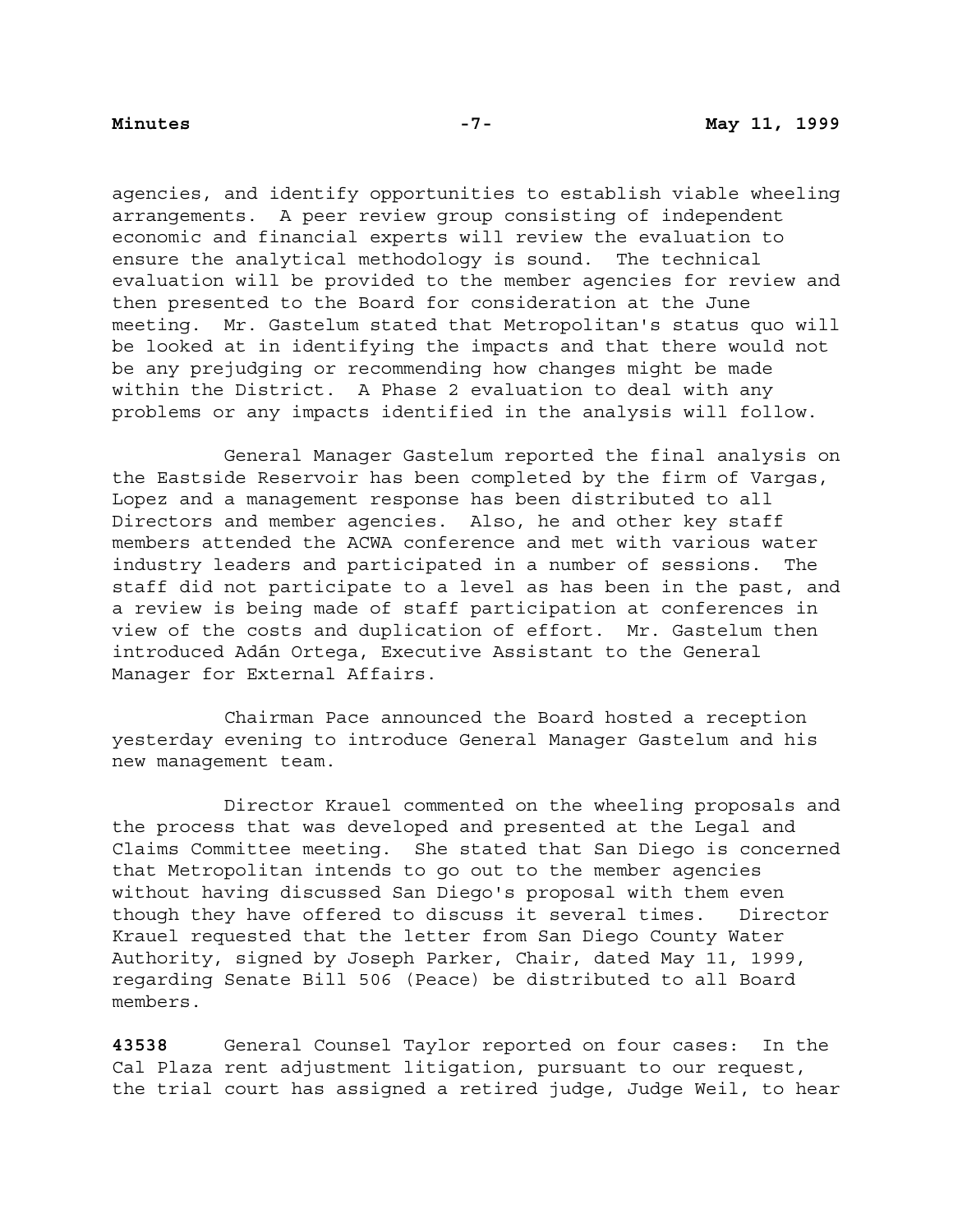agencies, and identify opportunities to establish viable wheeling arrangements. A peer review group consisting of independent economic and financial experts will review the evaluation to ensure the analytical methodology is sound. The technical evaluation will be provided to the member agencies for review and then presented to the Board for consideration at the June meeting. Mr. Gastelum stated that Metropolitan's status quo will be looked at in identifying the impacts and that there would not be any prejudging or recommending how changes might be made within the District. A Phase 2 evaluation to deal with any problems or any impacts identified in the analysis will follow.

General Manager Gastelum reported the final analysis on the Eastside Reservoir has been completed by the firm of Vargas, Lopez and a management response has been distributed to all Directors and member agencies. Also, he and other key staff members attended the ACWA conference and met with various water industry leaders and participated in a number of sessions. The staff did not participate to a level as has been in the past, and a review is being made of staff participation at conferences in view of the costs and duplication of effort. Mr. Gastelum then introduced Adán Ortega, Executive Assistant to the General Manager for External Affairs.

Chairman Pace announced the Board hosted a reception yesterday evening to introduce General Manager Gastelum and his new management team.

Director Krauel commented on the wheeling proposals and the process that was developed and presented at the Legal and Claims Committee meeting. She stated that San Diego is concerned that Metropolitan intends to go out to the member agencies without having discussed San Diego's proposal with them even though they have offered to discuss it several times. Director Krauel requested that the letter from San Diego County Water Authority, signed by Joseph Parker, Chair, dated May 11, 1999, regarding Senate Bill 506 (Peace) be distributed to all Board members.

**43538** General Counsel Taylor reported on four cases: In the Cal Plaza rent adjustment litigation, pursuant to our request, the trial court has assigned a retired judge, Judge Weil, to hear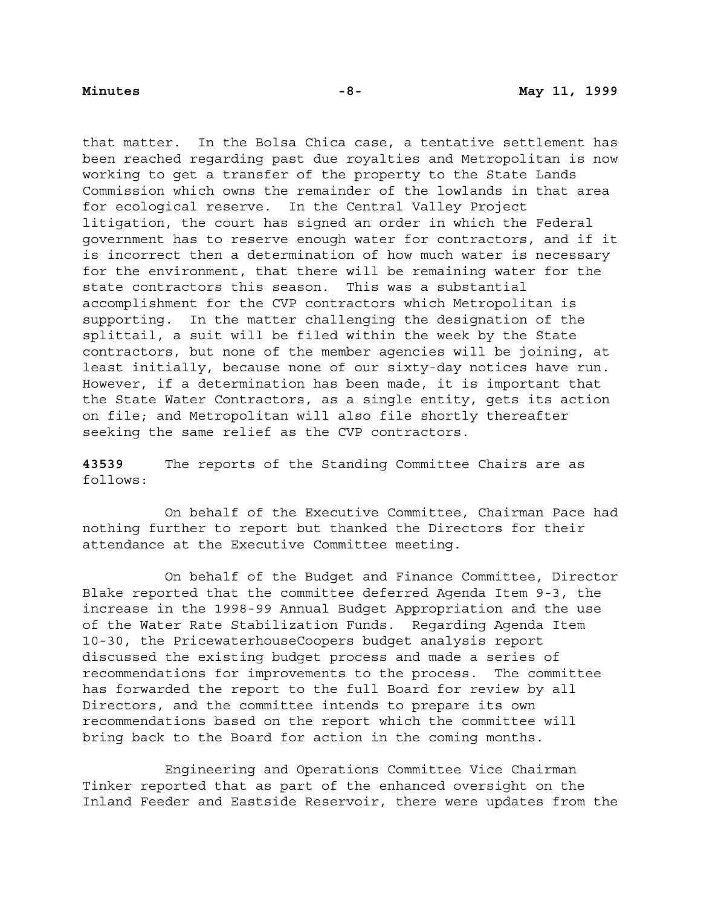that matter. In the Bolsa Chica case, a tentative settlement has been reached regarding past due royalties and Metropolitan is now working to get a transfer of the property to the State Lands Commission which owns the remainder of the lowlands in that area for ecological reserve. In the Central Valley Project litigation, the court has signed an order in which the Federal government has to reserve enough water for contractors, and if it is incorrect then a determination of how much water is necessary for the environment, that there will be remaining water for the state contractors this season. This was a substantial accomplishment for the CVP contractors which Metropolitan is supporting. In the matter challenging the designation of the splittail, a suit will be filed within the week by the State contractors, but none of the member agencies will be joining, at least initially, because none of our sixty-day notices have run. However, if a determination has been made, it is important that the State Water Contractors, as a single entity, gets its action on file; and Metropolitan will also file shortly thereafter seeking the same relief as the CVP contractors.

**43539** The reports of the Standing Committee Chairs are as follows:

On behalf of the Executive Committee, Chairman Pace had nothing further to report but thanked the Directors for their attendance at the Executive Committee meeting.

On behalf of the Budget and Finance Committee, Director Blake reported that the committee deferred Agenda Item 9-3, the increase in the 1998-99 Annual Budget Appropriation and the use of the Water Rate Stabilization Funds. Regarding Agenda Item 10-30, the PricewaterhouseCoopers budget analysis report discussed the existing budget process and made a series of recommendations for improvements to the process. The committee has forwarded the report to the full Board for review by all Directors, and the committee intends to prepare its own recommendations based on the report which the committee will bring back to the Board for action in the coming months.

Engineering and Operations Committee Vice Chairman Tinker reported that as part of the enhanced oversight on the Inland Feeder and Eastside Reservoir, there were updates from the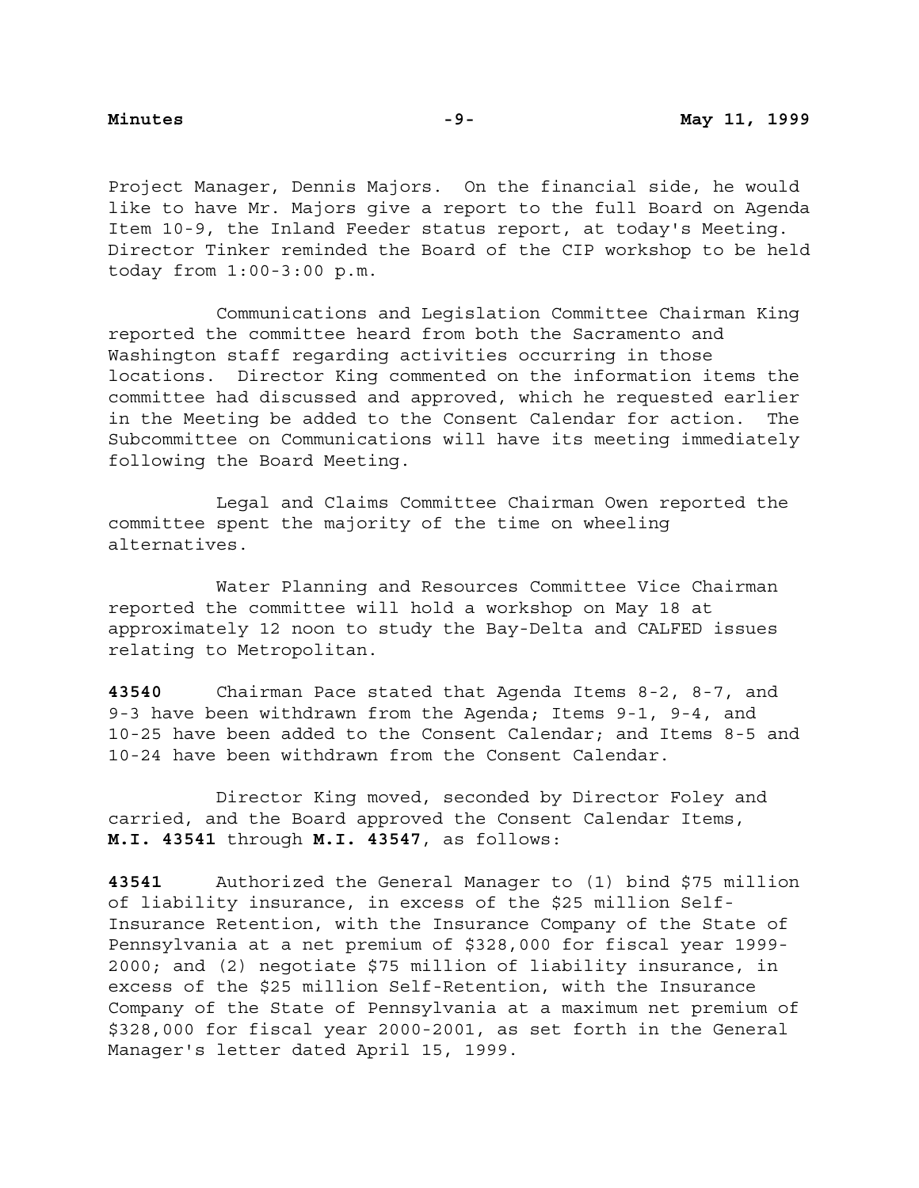Project Manager, Dennis Majors. On the financial side, he would like to have Mr. Majors give a report to the full Board on Agenda Item 10-9, the Inland Feeder status report, at today's Meeting. Director Tinker reminded the Board of the CIP workshop to be held today from 1:00-3:00 p.m.

Communications and Legislation Committee Chairman King reported the committee heard from both the Sacramento and Washington staff regarding activities occurring in those locations. Director King commented on the information items the committee had discussed and approved, which he requested earlier in the Meeting be added to the Consent Calendar for action. The Subcommittee on Communications will have its meeting immediately following the Board Meeting.

Legal and Claims Committee Chairman Owen reported the committee spent the majority of the time on wheeling alternatives.

Water Planning and Resources Committee Vice Chairman reported the committee will hold a workshop on May 18 at approximately 12 noon to study the Bay-Delta and CALFED issues relating to Metropolitan.

**43540** Chairman Pace stated that Agenda Items 8-2, 8-7, and 9-3 have been withdrawn from the Agenda; Items 9-1, 9-4, and 10-25 have been added to the Consent Calendar; and Items 8-5 and 10-24 have been withdrawn from the Consent Calendar.

Director King moved, seconded by Director Foley and carried, and the Board approved the Consent Calendar Items, **M.I. 43541** through **M.I. 43547**, as follows:

**43541** Authorized the General Manager to (1) bind $75 million of liability insurance, in excess of the $25 million Self-Insurance Retention, with the Insurance Company of the State of Pennsylvania at a net premium of $328,000 for fiscal year 1999-2000; and (2) negotiate $75 million of liability insurance, in excess of the $25 million Self-Retention, with the Insurance Company of the State of Pennsylvania at a maximum net premium of $328,000 for fiscal year 2000-2001, as set forth in the General Manager's letter dated April 15, 1999.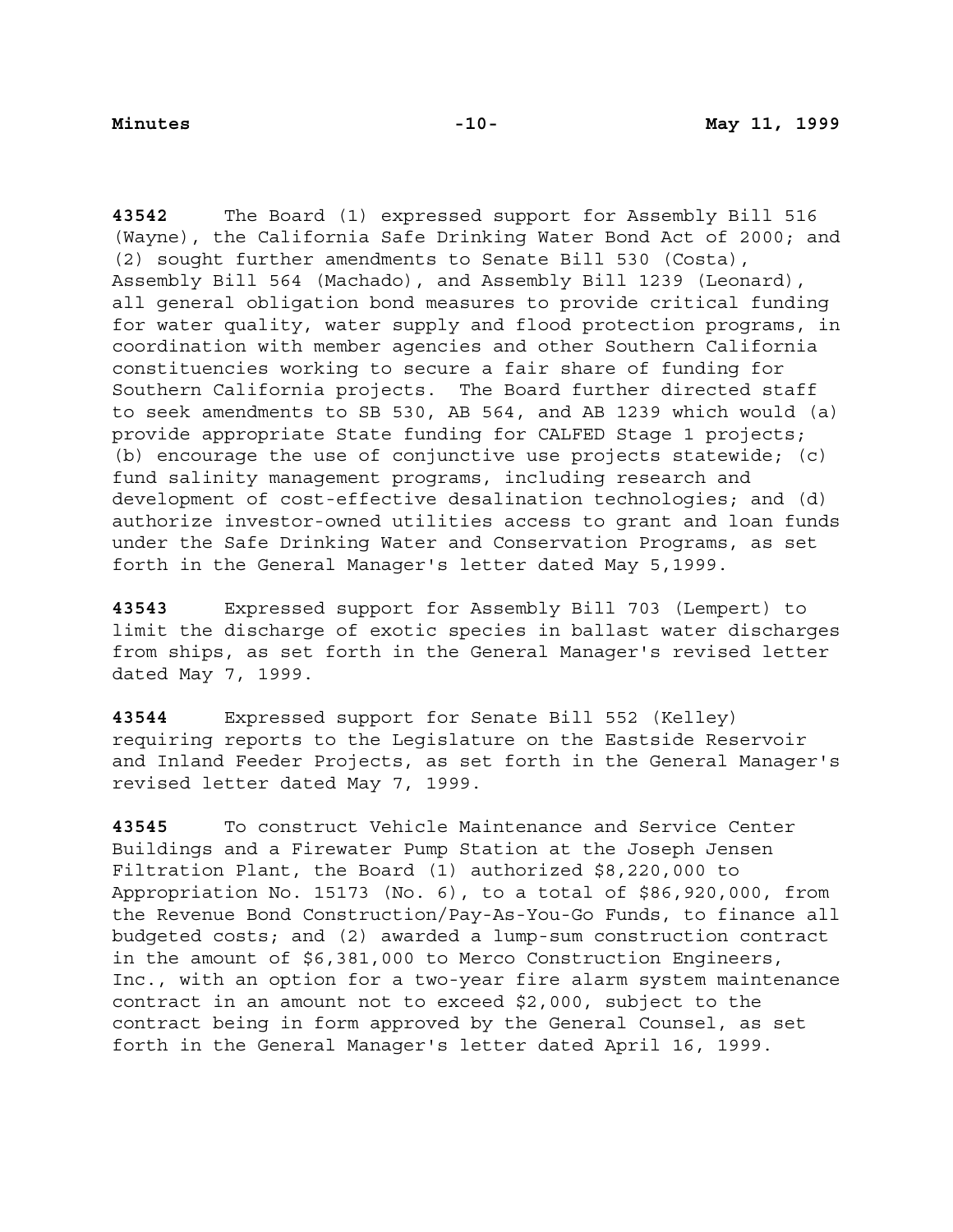**43542** The Board (1) expressed support for Assembly Bill 516 (Wayne), the California Safe Drinking Water Bond Act of 2000; and (2) sought further amendments to Senate Bill 530 (Costa), Assembly Bill 564 (Machado), and Assembly Bill 1239 (Leonard), all general obligation bond measures to provide critical funding for water quality, water supply and flood protection programs, in coordination with member agencies and other Southern California constituencies working to secure a fair share of funding for Southern California projects. The Board further directed staff to seek amendments to SB 530, AB 564, and AB 1239 which would (a) provide appropriate State funding for CALFED Stage 1 projects; (b) encourage the use of conjunctive use projects statewide; (c) fund salinity management programs, including research and development of cost-effective desalination technologies; and (d) authorize investor-owned utilities access to grant and loan funds under the Safe Drinking Water and Conservation Programs, as set forth in the General Manager's letter dated May 5,1999.

**43543** Expressed support for Assembly Bill 703 (Lempert) to limit the discharge of exotic species in ballast water discharges from ships, as set forth in the General Manager's revised letter dated May 7, 1999.

**43544** Expressed support for Senate Bill 552 (Kelley) requiring reports to the Legislature on the Eastside Reservoir and Inland Feeder Projects, as set forth in the General Manager's revised letter dated May 7, 1999.

**43545** To construct Vehicle Maintenance and Service Center Buildings and a Firewater Pump Station at the Joseph Jensen Filtration Plant, the Board (1) authorized $8,220,000 to Appropriation No. 15173 (No. 6), to a total of $86,920,000, from the Revenue Bond Construction/Pay-As-You-Go Funds, to finance all budgeted costs; and (2) awarded a lump-sum construction contract in the amount of $6,381,000 to Merco Construction Engineers, Inc., with an option for a two-year fire alarm system maintenance contract in an amount not to exceed $2,000, subject to the contract being in form approved by the General Counsel, as set forth in the General Manager's letter dated April 16, 1999.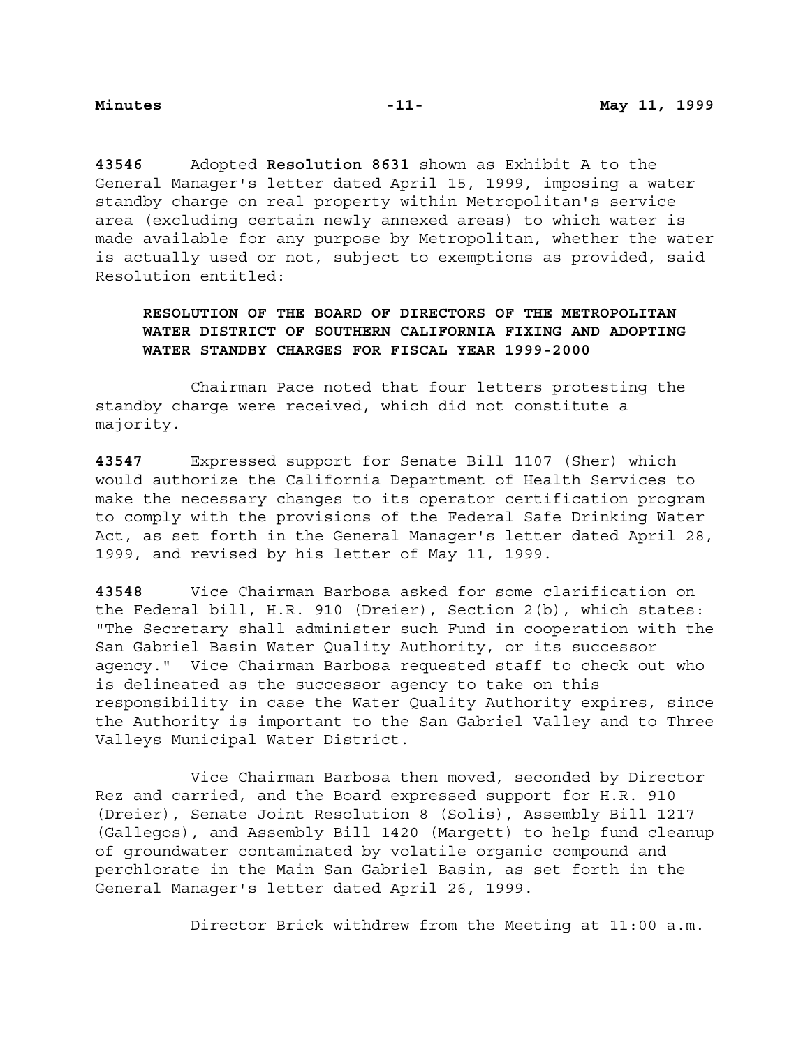**43546** Adopted **Resolution 8631** shown as Exhibit A to the General Manager's letter dated April 15, 1999, imposing a water standby charge on real property within Metropolitan's service area (excluding certain newly annexed areas) to which water is made available for any purpose by Metropolitan, whether the water is actually used or not, subject to exemptions as provided, said Resolution entitled:

> **RESOLUTION OF THE BOARD OF DIRECTORS OF THE METROPOLITAN WATER DISTRICT OF SOUTHERN CALIFORNIA FIXING AND ADOPTING WATER STANDBY CHARGES FOR FISCAL YEAR 1999-2000**

Chairman Pace noted that four letters protesting the standby charge were received, which did not constitute a majority.

**43547** Expressed support for Senate Bill 1107 (Sher) which would authorize the California Department of Health Services to make the necessary changes to its operator certification program to comply with the provisions of the Federal Safe Drinking Water Act, as set forth in the General Manager's letter dated April 28, 1999, and revised by his letter of May 11, 1999.

**43548** Vice Chairman Barbosa asked for some clarification on the Federal bill, H.R. 910 (Dreier), Section 2(b), which states: "The Secretary shall administer such Fund in cooperation with the San Gabriel Basin Water Quality Authority, or its successor agency." Vice Chairman Barbosa requested staff to check out who is delineated as the successor agency to take on this responsibility in case the Water Quality Authority expires, since the Authority is important to the San Gabriel Valley and to Three Valleys Municipal Water District.

Vice Chairman Barbosa then moved, seconded by Director Rez and carried, and the Board expressed support for H.R. 910 (Dreier), Senate Joint Resolution 8 (Solis), Assembly Bill 1217 (Gallegos), and Assembly Bill 1420 (Margett) to help fund cleanup of groundwater contaminated by volatile organic compound and perchlorate in the Main San Gabriel Basin, as set forth in the General Manager's letter dated April 26, 1999.

Director Brick withdrew from the Meeting at 11:00 a.m.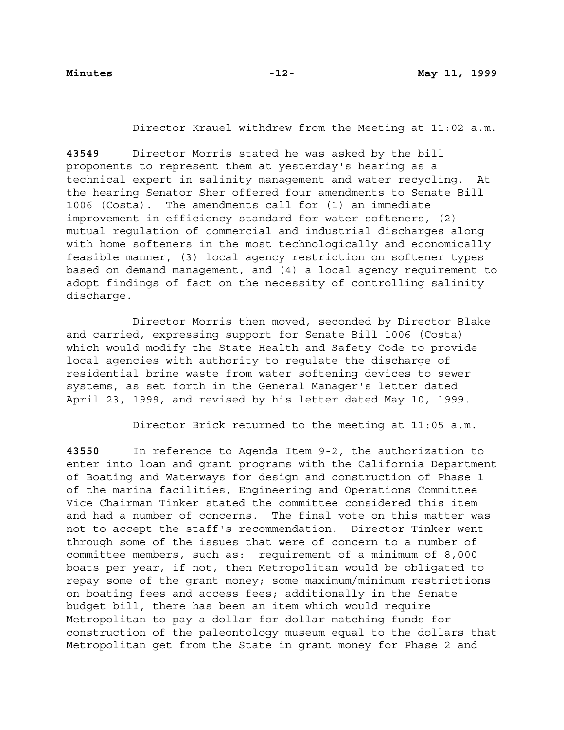Director Krauel withdrew from the Meeting at 11:02 a.m.

**43549** Director Morris stated he was asked by the bill proponents to represent them at yesterday's hearing as a technical expert in salinity management and water recycling. At the hearing Senator Sher offered four amendments to Senate Bill 1006 (Costa). The amendments call for (1) an immediate improvement in efficiency standard for water softeners, (2) mutual regulation of commercial and industrial discharges along with home softeners in the most technologically and economically feasible manner, (3) local agency restriction on softener types based on demand management, and (4) a local agency requirement to adopt findings of fact on the necessity of controlling salinity discharge.

Director Morris then moved, seconded by Director Blake and carried, expressing support for Senate Bill 1006 (Costa) which would modify the State Health and Safety Code to provide local agencies with authority to regulate the discharge of residential brine waste from water softening devices to sewer systems, as set forth in the General Manager's letter dated April 23, 1999, and revised by his letter dated May 10, 1999.

Director Brick returned to the meeting at 11:05 a.m.

**43550** In reference to Agenda Item 9-2, the authorization to enter into loan and grant programs with the California Department of Boating and Waterways for design and construction of Phase 1 of the marina facilities, Engineering and Operations Committee Vice Chairman Tinker stated the committee considered this item and had a number of concerns. The final vote on this matter was not to accept the staff's recommendation. Director Tinker went through some of the issues that were of concern to a number of committee members, such as: requirement of a minimum of 8,000 boats per year, if not, then Metropolitan would be obligated to repay some of the grant money; some maximum/minimum restrictions on boating fees and access fees; additionally in the Senate budget bill, there has been an item which would require Metropolitan to pay a dollar for dollar matching funds for construction of the paleontology museum equal to the dollars that Metropolitan get from the State in grant money for Phase 2 and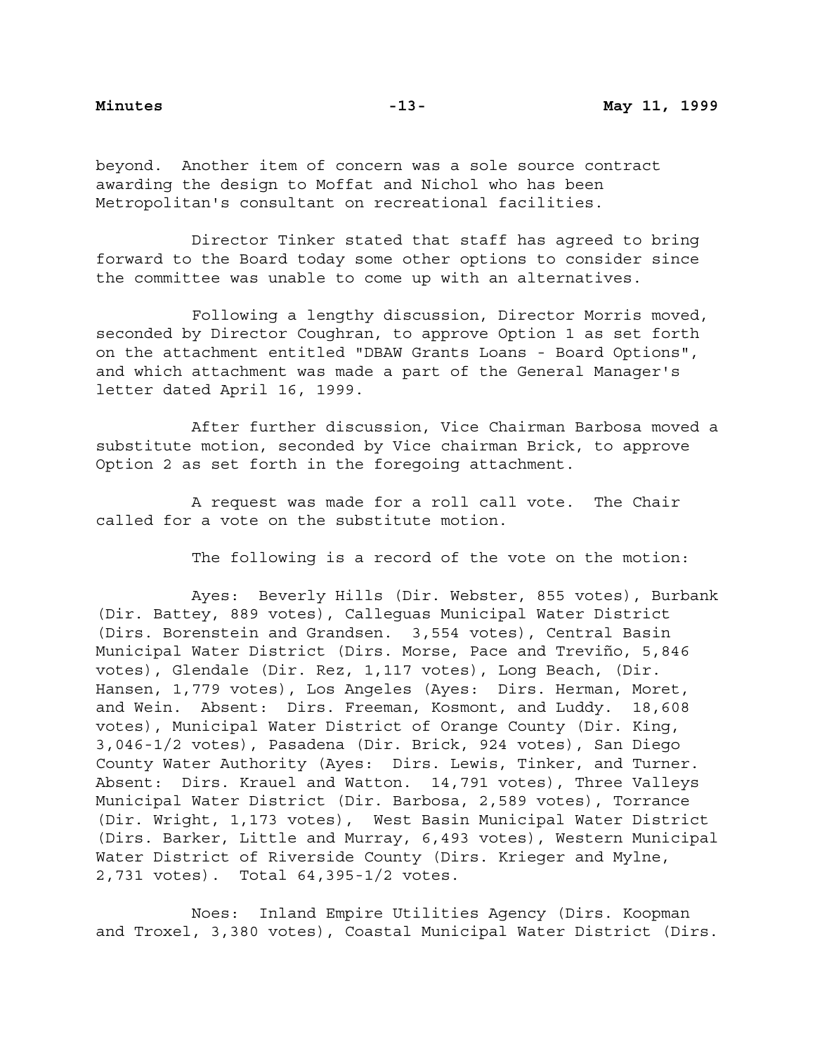beyond. Another item of concern was a sole source contract awarding the design to Moffat and Nichol who has been Metropolitan's consultant on recreational facilities.

Director Tinker stated that staff has agreed to bring forward to the Board today some other options to consider since the committee was unable to come up with an alternatives.

Following a lengthy discussion, Director Morris moved, seconded by Director Coughran, to approve Option 1 as set forth on the attachment entitled "DBAW Grants Loans - Board Options", and which attachment was made a part of the General Manager's letter dated April 16, 1999.

After further discussion, Vice Chairman Barbosa moved a substitute motion, seconded by Vice chairman Brick, to approve Option 2 as set forth in the foregoing attachment.

A request was made for a roll call vote. The Chair called for a vote on the substitute motion.

The following is a record of the vote on the motion:

Ayes: Beverly Hills (Dir. Webster, 855 votes), Burbank (Dir. Battey, 889 votes), Calleguas Municipal Water District (Dirs. Borenstein and Grandsen. 3,554 votes), Central Basin Municipal Water District (Dirs. Morse, Pace and Treviño, 5,846 votes), Glendale (Dir. Rez, 1,117 votes), Long Beach, (Dir. Hansen, 1,779 votes), Los Angeles (Ayes: Dirs. Herman, Moret, and Wein. Absent: Dirs. Freeman, Kosmont, and Luddy. 18,608 votes), Municipal Water District of Orange County (Dir. King, 3,046-1/2 votes), Pasadena (Dir. Brick, 924 votes), San Diego County Water Authority (Ayes: Dirs. Lewis, Tinker, and Turner. Absent: Dirs. Krauel and Watton. 14,791 votes), Three Valleys Municipal Water District (Dir. Barbosa, 2,589 votes), Torrance (Dir. Wright, 1,173 votes), West Basin Municipal Water District (Dirs. Barker, Little and Murray, 6,493 votes), Western Municipal Water District of Riverside County (Dirs. Krieger and Mylne, 2,731 votes). Total 64,395-1/2 votes.

Noes: Inland Empire Utilities Agency (Dirs. Koopman and Troxel, 3,380 votes), Coastal Municipal Water District (Dirs.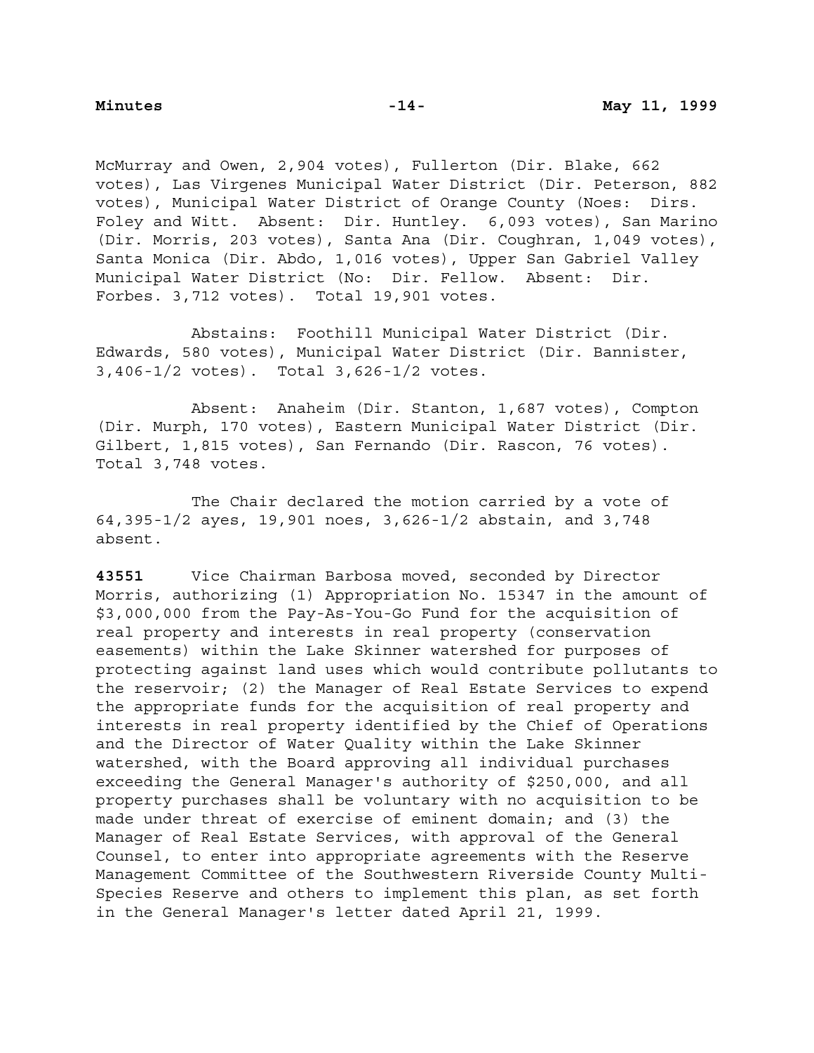McMurray and Owen, 2,904 votes), Fullerton (Dir. Blake, 662 votes), Las Virgenes Municipal Water District (Dir. Peterson, 882 votes), Municipal Water District of Orange County (Noes: Dirs. Foley and Witt. Absent: Dir. Huntley. 6,093 votes), San Marino (Dir. Morris, 203 votes), Santa Ana (Dir. Coughran, 1,049 votes), Santa Monica (Dir. Abdo, 1,016 votes), Upper San Gabriel Valley Municipal Water District (No: Dir. Fellow. Absent: Dir. Forbes. 3,712 votes). Total 19,901 votes.

Abstains: Foothill Municipal Water District (Dir. Edwards, 580 votes), Municipal Water District (Dir. Bannister, 3,406-1/2 votes). Total 3,626-1/2 votes.

Absent: Anaheim (Dir. Stanton, 1,687 votes), Compton (Dir. Murph, 170 votes), Eastern Municipal Water District (Dir. Gilbert, 1,815 votes), San Fernando (Dir. Rascon, 76 votes). Total 3,748 votes.

The Chair declared the motion carried by a vote of 64,395-1/2 ayes, 19,901 noes, 3,626-1/2 abstain, and 3,748 absent.

**43551** Vice Chairman Barbosa moved, seconded by Director Morris, authorizing (1) Appropriation No. 15347 in the amount of $3,000,000 from the Pay-As-You-Go Fund for the acquisition of real property and interests in real property (conservation easements) within the Lake Skinner watershed for purposes of protecting against land uses which would contribute pollutants to the reservoir; (2) the Manager of Real Estate Services to expend the appropriate funds for the acquisition of real property and interests in real property identified by the Chief of Operations and the Director of Water Quality within the Lake Skinner watershed, with the Board approving all individual purchases exceeding the General Manager's authority of $250,000, and all property purchases shall be voluntary with no acquisition to be made under threat of exercise of eminent domain; and (3) the Manager of Real Estate Services, with approval of the General Counsel, to enter into appropriate agreements with the Reserve Management Committee of the Southwestern Riverside County Multi-Species Reserve and others to implement this plan, as set forth in the General Manager's letter dated April 21, 1999.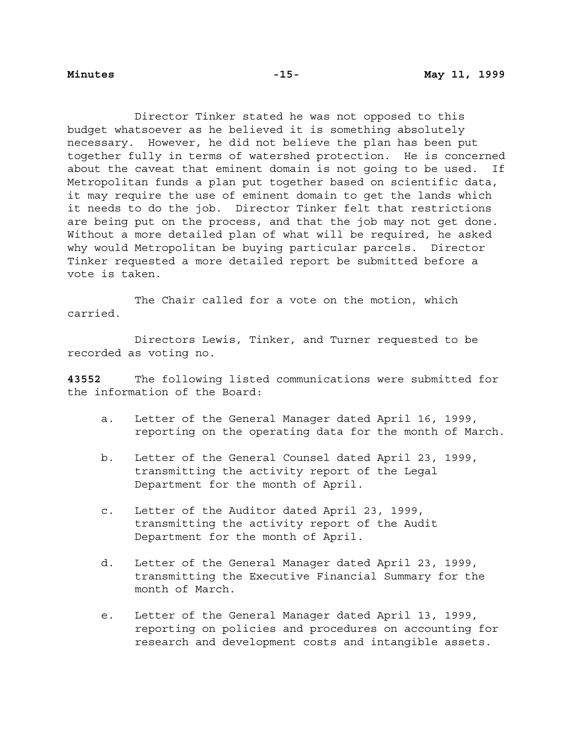Director Tinker stated he was not opposed to this budget whatsoever as he believed it is something absolutely necessary. However, he did not believe the plan has been put together fully in terms of watershed protection. He is concerned about the caveat that eminent domain is not going to be used. If Metropolitan funds a plan put together based on scientific data, it may require the use of eminent domain to get the lands which it needs to do the job. Director Tinker felt that restrictions are being put on the process, and that the job may not get done. Without a more detailed plan of what will be required, he asked why would Metropolitan be buying particular parcels. Director Tinker requested a more detailed report be submitted before a vote is taken.

The Chair called for a vote on the motion, which carried.

Directors Lewis, Tinker, and Turner requested to be recorded as voting no.

**43552** The following listed communications were submitted for the information of the Board:

a. Letter of the General Manager dated April 16, 1999, reporting on the operating data for the month of March.

b. Letter of the General Counsel dated April 23, 1999, transmitting the activity report of the Legal Department for the month of April.

c. Letter of the Auditor dated April 23, 1999, transmitting the activity report of the Audit Department for the month of April.

d. Letter of the General Manager dated April 23, 1999, transmitting the Executive Financial Summary for the month of March.

e. Letter of the General Manager dated April 13, 1999, reporting on policies and procedures on accounting for research and development costs and intangible assets.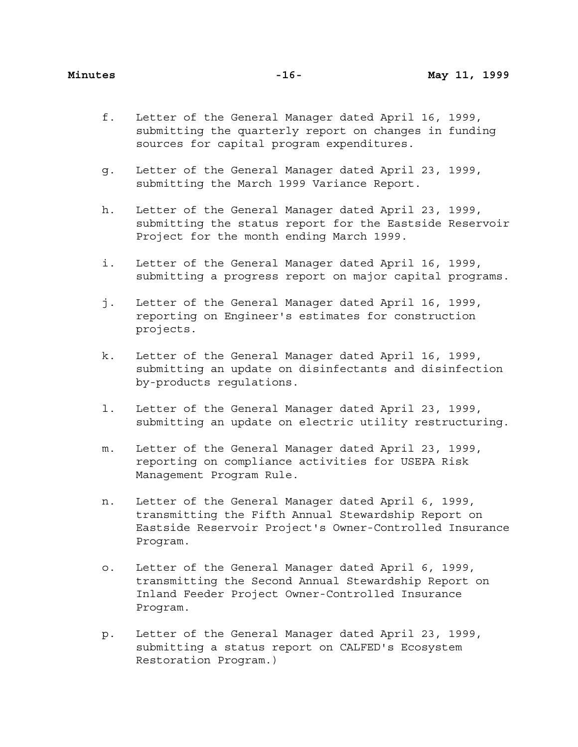f. Letter of the General Manager dated April 16, 1999, submitting the quarterly report on changes in funding sources for capital program expenditures.

g. Letter of the General Manager dated April 23, 1999, submitting the March 1999 Variance Report.

h. Letter of the General Manager dated April 23, 1999, submitting the status report for the Eastside Reservoir Project for the month ending March 1999.

i. Letter of the General Manager dated April 16, 1999, submitting a progress report on major capital programs.

j. Letter of the General Manager dated April 16, 1999, reporting on Engineer's estimates for construction projects.

k. Letter of the General Manager dated April 16, 1999, submitting an update on disinfectants and disinfection by-products regulations.

l. Letter of the General Manager dated April 23, 1999, submitting an update on electric utility restructuring.

m. Letter of the General Manager dated April 23, 1999, reporting on compliance activities for USEPA Risk Management Program Rule.

n. Letter of the General Manager dated April 6, 1999, transmitting the Fifth Annual Stewardship Report on Eastside Reservoir Project's Owner-Controlled Insurance Program.

o. Letter of the General Manager dated April 6, 1999, transmitting the Second Annual Stewardship Report on Inland Feeder Project Owner-Controlled Insurance Program.

p. Letter of the General Manager dated April 23, 1999, submitting a status report on CALFED's Ecosystem Restoration Program.)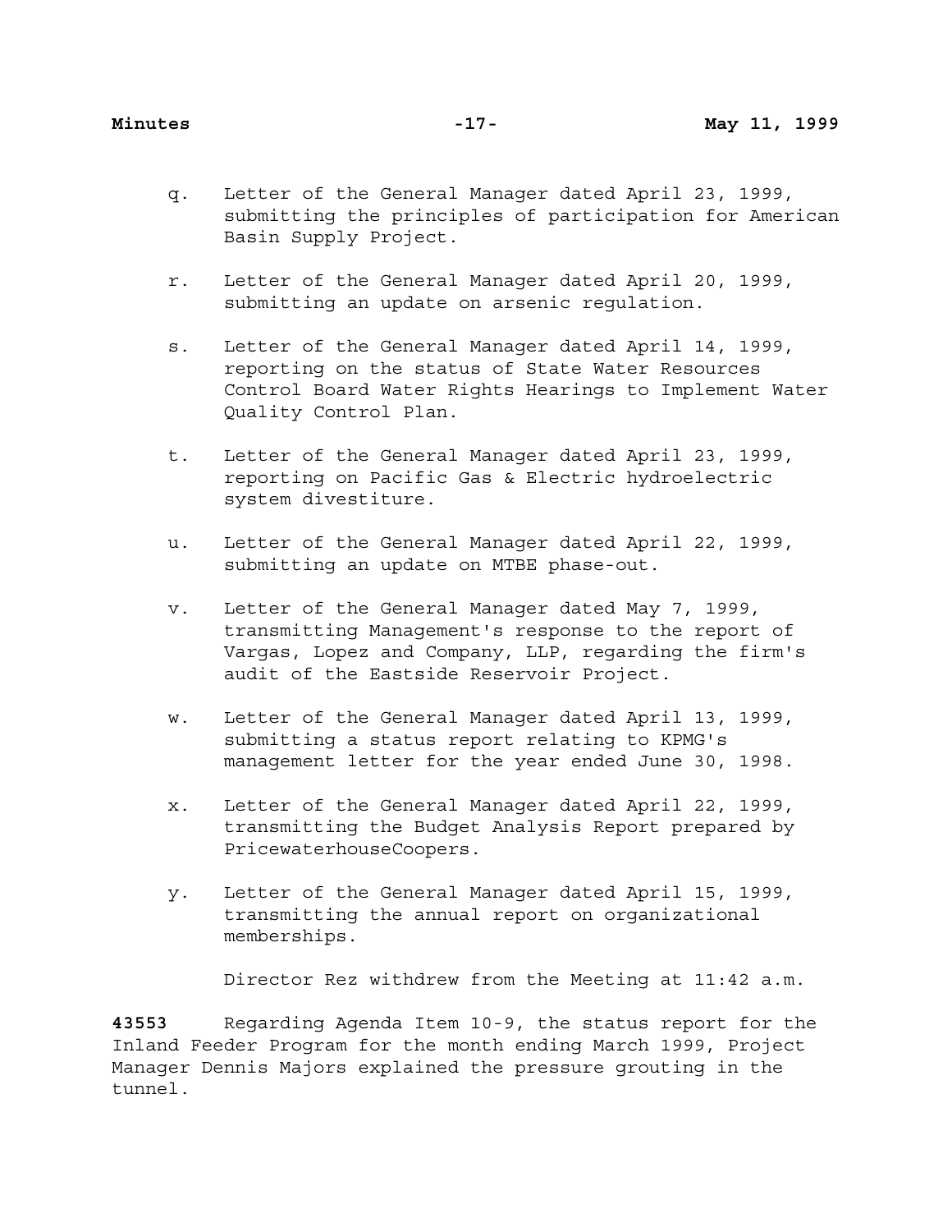q. Letter of the General Manager dated April 23, 1999, submitting the principles of participation for American Basin Supply Project.

r. Letter of the General Manager dated April 20, 1999, submitting an update on arsenic regulation.

s. Letter of the General Manager dated April 14, 1999, reporting on the status of State Water Resources Control Board Water Rights Hearings to Implement Water Quality Control Plan.

t. Letter of the General Manager dated April 23, 1999, reporting on Pacific Gas & Electric hydroelectric system divestiture.

u. Letter of the General Manager dated April 22, 1999, submitting an update on MTBE phase-out.

v. Letter of the General Manager dated May 7, 1999, transmitting Management's response to the report of Vargas, Lopez and Company, LLP, regarding the firm's audit of the Eastside Reservoir Project.

w. Letter of the General Manager dated April 13, 1999, submitting a status report relating to KPMG's management letter for the year ended June 30, 1998.

x. Letter of the General Manager dated April 22, 1999, transmitting the Budget Analysis Report prepared by PricewaterhouseCoopers.

y. Letter of the General Manager dated April 15, 1999, transmitting the annual report on organizational memberships.

Director Rez withdrew from the Meeting at 11:42 a.m.

**43553** Regarding Agenda Item 10-9, the status report for the Inland Feeder Program for the month ending March 1999, Project Manager Dennis Majors explained the pressure grouting in the tunnel.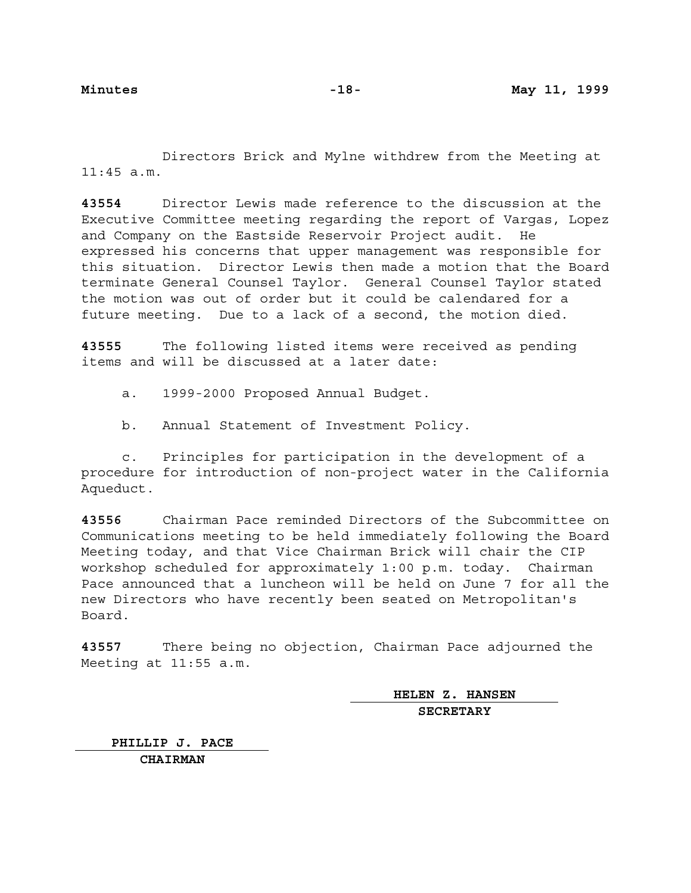Directors Brick and Mylne withdrew from the Meeting at 11:45 a.m.

**43554** Director Lewis made reference to the discussion at the Executive Committee meeting regarding the report of Vargas, Lopez and Company on the Eastside Reservoir Project audit. He expressed his concerns that upper management was responsible for this situation. Director Lewis then made a motion that the Board terminate General Counsel Taylor. General Counsel Taylor stated the motion was out of order but it could be calendared for a future meeting. Due to a lack of a second, the motion died.

**43555** The following listed items were received as pending items and will be discussed at a later date:

a. 1999-2000 Proposed Annual Budget.

b. Annual Statement of Investment Policy.

c. Principles for participation in the development of a procedure for introduction of non-project water in the California Aqueduct.

**43556** Chairman Pace reminded Directors of the Subcommittee on Communications meeting to be held immediately following the Board Meeting today, and that Vice Chairman Brick will chair the CIP workshop scheduled for approximately 1:00 p.m. today. Chairman Pace announced that a luncheon will be held on June 7 for all the new Directors who have recently been seated on Metropolitan's Board.

**43557** There being no objection, Chairman Pace adjourned the Meeting at 11:55 a.m.

**HELEN Z. HANSEN**
**SECRETARY**

**PHILLIP J. PACE**
**CHAIRMAN**